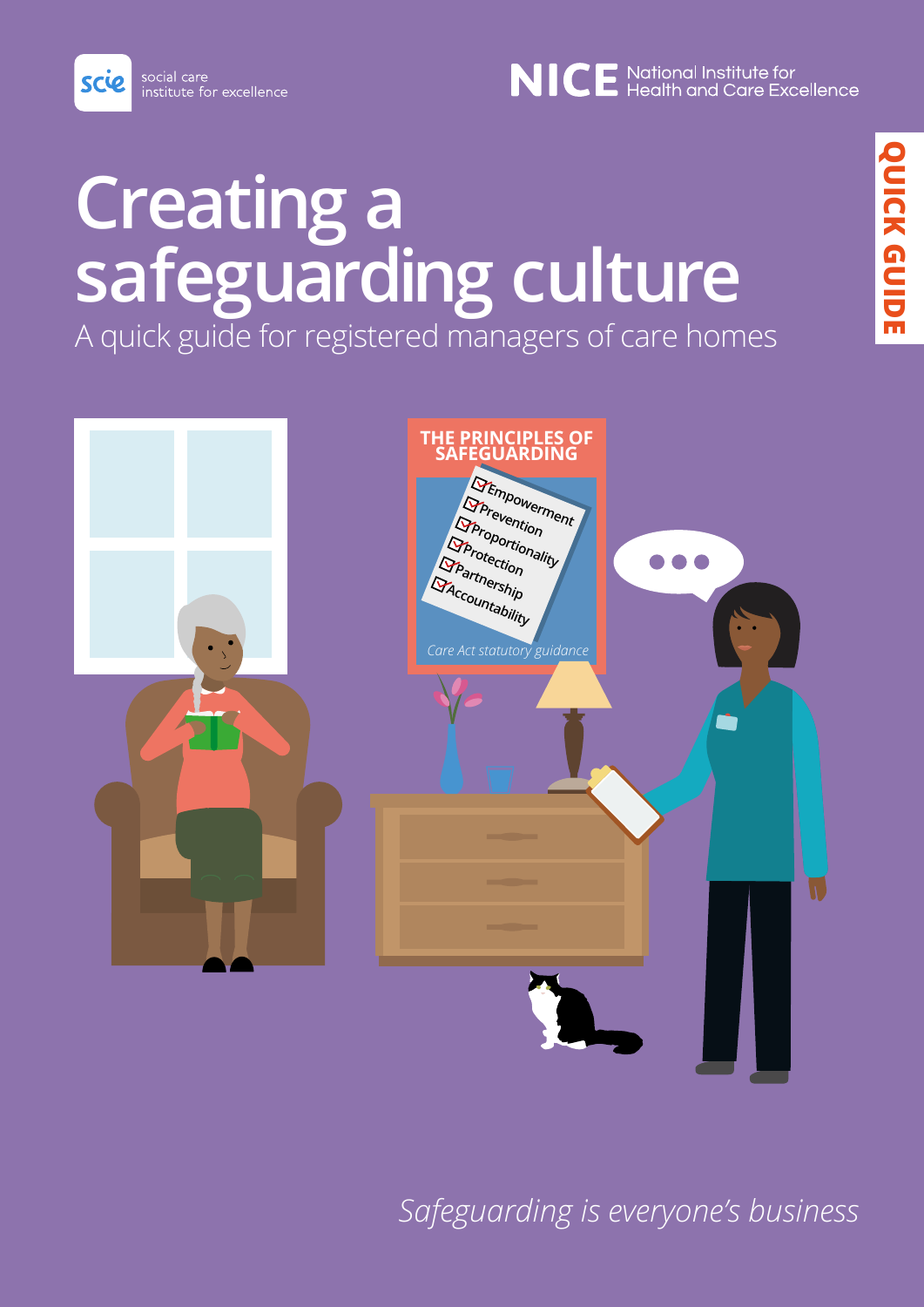social care institute for excellence

NICE National Institute for Health and Care Excellence

QUICK GUIDE

# Creating a safeguarding culture

A quick guide for registered managers of care homes

THE PRINCIPLES OF SAFEGUARDING

- Empowerment
- Prevention
- Proportionality
- Protection
- Partnership
- Accountability

*Care Act statutory guidance*

*Safeguarding is everyone's business*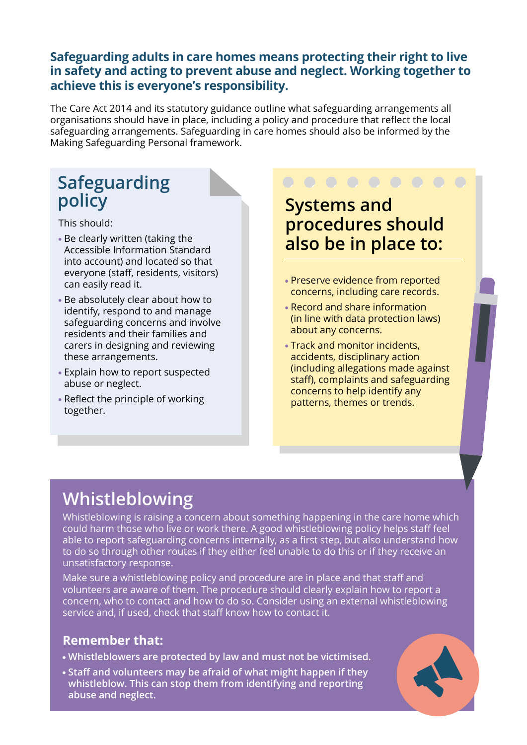**Safeguarding adults in care homes means protecting their right to live in safety and acting to prevent abuse and neglect. Working together to achieve this is everyone's responsibility.**

The Care Act 2014 and its statutory guidance outline what safeguarding arrangements all organisations should have in place, including a policy and procedure that reflect the local safeguarding arrangements. Safeguarding in care homes should also be informed by the Making Safeguarding Personal framework.

## Safeguarding policy

This should:

- Be clearly written (taking the Accessible Information Standard into account) and located so that everyone (staff, residents, visitors) can easily read it.
- Be absolutely clear about how to identify, respond to and manage safeguarding concerns and involve residents and their families and carers in designing and reviewing these arrangements.
- Explain how to report suspected abuse or neglect.
- Reflect the principle of working together.

## Systems and procedures should also be in place to:

- Preserve evidence from reported concerns, including care records.
- Record and share information (in line with data protection laws) about any concerns.
- Track and monitor incidents, accidents, disciplinary action (including allegations made against staff), complaints and safeguarding concerns to help identify any patterns, themes or trends.

## Whistleblowing

Whistleblowing is raising a concern about something happening in the care home which could harm those who live or work there. A good whistleblowing policy helps staff feel able to report safeguarding concerns internally, as a first step, but also understand how to do so through other routes if they either feel unable to do this or if they receive an unsatisfactory response.

Make sure a whistleblowing policy and procedure are in place and that staff and volunteers are aware of them. The procedure should clearly explain how to report a concern, who to contact and how to do so. Consider using an external whistleblowing service and, if used, check that staff know how to contact it.

### Remember that:

- **Whistleblowers are protected by law and must not be victimised.**
- **Staff and volunteers may be afraid of what might happen if they whistleblow. This can stop them from identifying and reporting abuse and neglect.**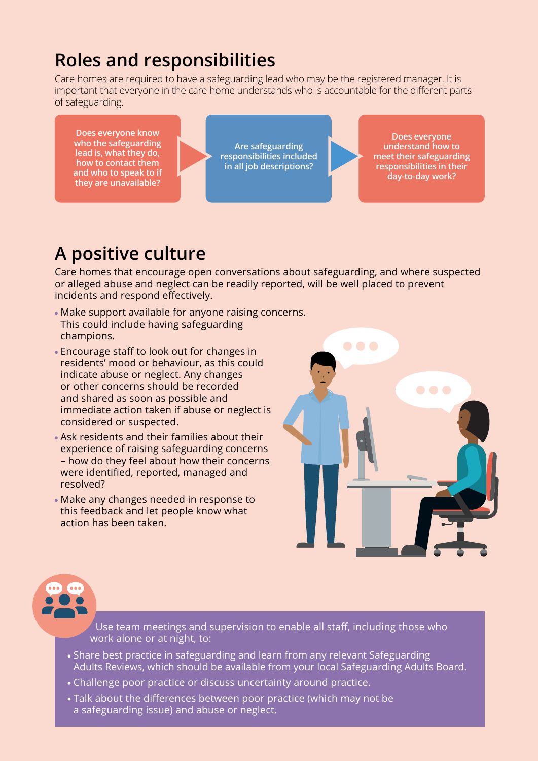## Roles and responsibilities

Care homes are required to have a safeguarding lead who may be the registered manager. It is important that everyone in the care home understands who is accountable for the different parts of safeguarding.

**Does everyone know who the safeguarding lead is, what they do, how to contact them and who to speak to if they are unavailable?**

**Are safeguarding responsibilities included in all job descriptions?**

**Does everyone understand how to meet their safeguarding responsibilities in their day-to-day work?**

## A positive culture

Care homes that encourage open conversations about safeguarding, and where suspected or alleged abuse and neglect can be readily reported, will be well placed to prevent incidents and respond effectively.

- Make support available for anyone raising concerns. This could include having safeguarding champions.
- Encourage staff to look out for changes in residents' mood or behaviour, as this could indicate abuse or neglect. Any changes or other concerns should be recorded and shared as soon as possible and immediate action taken if abuse or neglect is considered or suspected.
- Ask residents and their families about their experience of raising safeguarding concerns – how do they feel about how their concerns were identified, reported, managed and resolved?
- Make any changes needed in response to this feedback and let people know what action has been taken.

Use team meetings and supervision to enable all staff, including those who work alone or at night, to:

- Share best practice in safeguarding and learn from any relevant Safeguarding Adults Reviews, which should be available from your local Safeguarding Adults Board.
- Challenge poor practice or discuss uncertainty around practice.
- Talk about the differences between poor practice (which may not be a safeguarding issue) and abuse or neglect.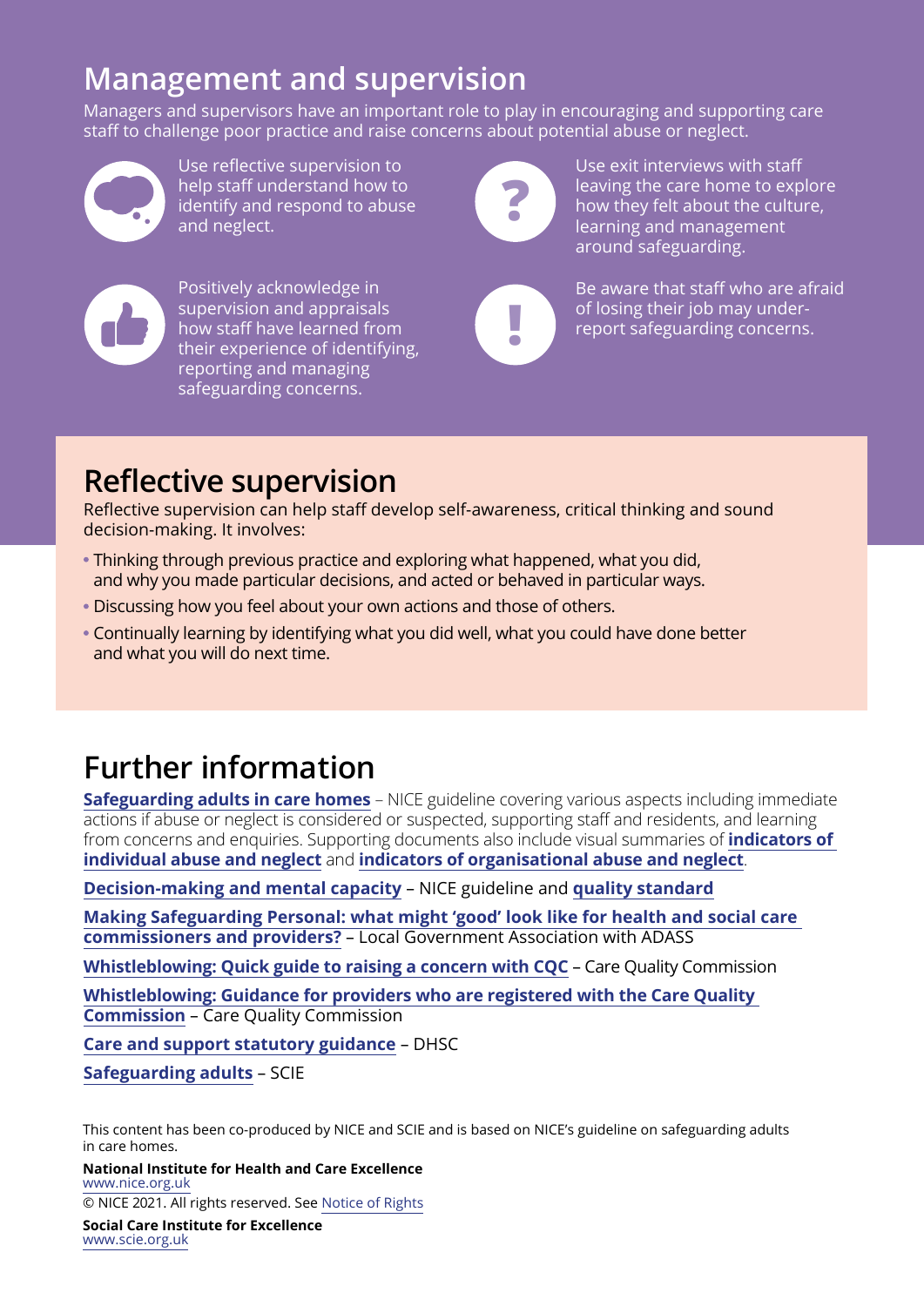## Management and supervision

Managers and supervisors have an important role to play in encouraging and supporting care staff to challenge poor practice and raise concerns about potential abuse or neglect.

- Use reflective supervision to help staff understand how to identify and respond to abuse and neglect.
- Positively acknowledge in supervision and appraisals how staff have learned from their experience of identifying, reporting and managing safeguarding concerns.
- Use exit interviews with staff leaving the care home to explore how they felt about the culture, learning and management around safeguarding.
- Be aware that staff who are afraid of losing their job may under-report safeguarding concerns.

## Reflective supervision

Reflective supervision can help staff develop self-awareness, critical thinking and sound decision-making. It involves:

- Thinking through previous practice and exploring what happened, what you did, and why you made particular decisions, and acted or behaved in particular ways.
- Discussing how you feel about your own actions and those of others.
- Continually learning by identifying what you did well, what you could have done better and what you will do next time.

## Further information

**Safeguarding adults in care homes** – NICE guideline covering various aspects including immediate actions if abuse or neglect is considered or suspected, supporting staff and residents, and learning from concerns and enquiries. Supporting documents also include visual summaries of **indicators of individual abuse and neglect** and **indicators of organisational abuse and neglect**.

**Decision-making and mental capacity** – NICE guideline and **quality standard**

**Making Safeguarding Personal: what might 'good' look like for health and social care commissioners and providers?** – Local Government Association with ADASS

**Whistleblowing: Quick guide to raising a concern with CQC** – Care Quality Commission

**Whistleblowing: Guidance for providers who are registered with the Care Quality Commission** – Care Quality Commission

**Care and support statutory guidance** – DHSC

**Safeguarding adults** – SCIE

This content has been co-produced by NICE and SCIE and is based on NICE's guideline on safeguarding adults in care homes.

**National Institute for Health and Care Excellence**
www.nice.org.uk

© NICE 2021. All rights reserved. See Notice of Rights

**Social Care Institute for Excellence**
www.scie.org.uk